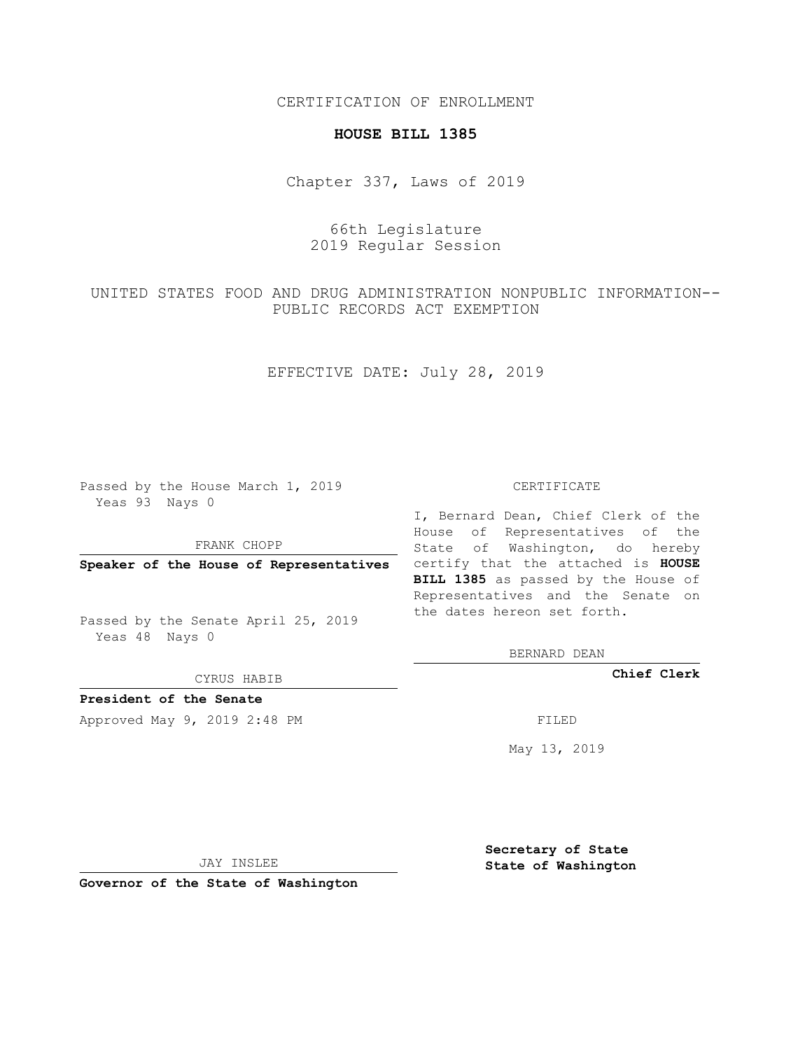CERTIFICATION OF ENROLLMENT

**HOUSE BILL 1385**

Chapter 337, Laws of 2019

66th Legislature
2019 Regular Session

UNITED STATES FOOD AND DRUG ADMINISTRATION NONPUBLIC INFORMATION--PUBLIC RECORDS ACT EXEMPTION

EFFECTIVE DATE: July 28, 2019

Passed by the House March 1, 2019
Yeas 93 Nays 0

FRANK CHOPP

**Speaker of the House of Representatives**

Passed by the Senate April 25, 2019
Yeas 48 Nays 0

CYRUS HABIB

**President of the Senate**

Approved May 9, 2019 2:48 PM

JAY INSLEE

**Governor of the State of Washington**

CERTIFICATE

I, Bernard Dean, Chief Clerk of the House of Representatives of the State of Washington, do hereby certify that the attached is **HOUSE BILL 1385** as passed by the House of Representatives and the Senate on the dates hereon set forth.

BERNARD DEAN

**Chief Clerk**

FILED

May 13, 2019

**Secretary of State**
**State of Washington**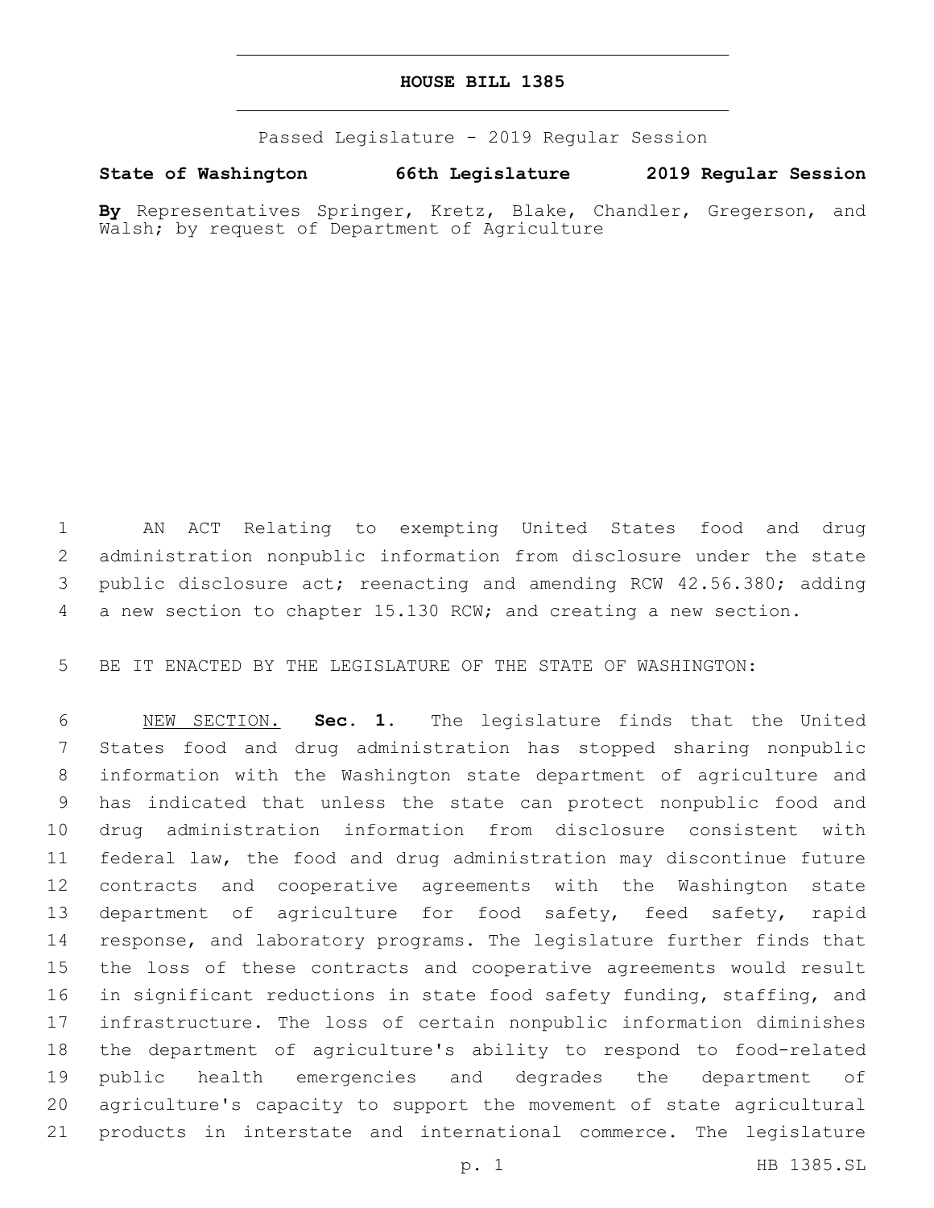# HOUSE BILL 1385

Passed Legislature - 2019 Regular Session

**State of Washington 66th Legislature 2019 Regular Session**

**By** Representatives Springer, Kretz, Blake, Chandler, Gregerson, and Walsh; by request of Department of Agriculture

AN ACT Relating to exempting United States food and drug administration nonpublic information from disclosure under the state public disclosure act; reenacting and amending RCW 42.56.380; adding a new section to chapter 15.130 RCW; and creating a new section.

BE IT ENACTED BY THE LEGISLATURE OF THE STATE OF WASHINGTON:

NEW SECTION. **Sec. 1.** The legislature finds that the United States food and drug administration has stopped sharing nonpublic information with the Washington state department of agriculture and has indicated that unless the state can protect nonpublic food and drug administration information from disclosure consistent with federal law, the food and drug administration may discontinue future contracts and cooperative agreements with the Washington state department of agriculture for food safety, feed safety, rapid response, and laboratory programs. The legislature further finds that the loss of these contracts and cooperative agreements would result in significant reductions in state food safety funding, staffing, and infrastructure. The loss of certain nonpublic information diminishes the department of agriculture's ability to respond to food-related public health emergencies and degrades the department of agriculture's capacity to support the movement of state agricultural products in interstate and international commerce. The legislature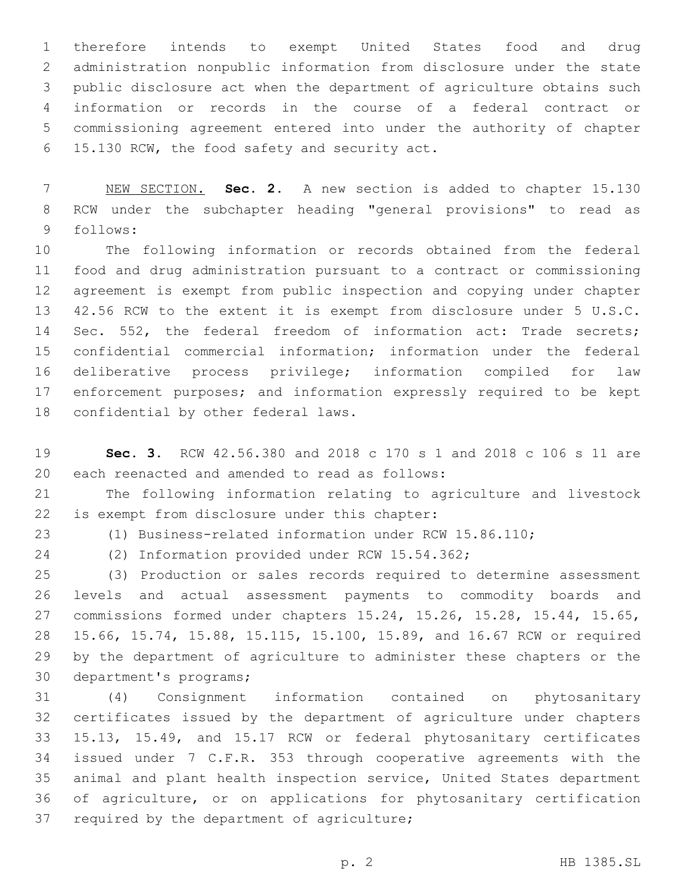therefore intends to exempt United States food and drug administration nonpublic information from disclosure under the state public disclosure act when the department of agriculture obtains such information or records in the course of a federal contract or commissioning agreement entered into under the authority of chapter 15.130 RCW, the food safety and security act.

NEW SECTION. **Sec. 2.** A new section is added to chapter 15.130 RCW under the subchapter heading "general provisions" to read as follows:

The following information or records obtained from the federal food and drug administration pursuant to a contract or commissioning agreement is exempt from public inspection and copying under chapter 42.56 RCW to the extent it is exempt from disclosure under 5 U.S.C. Sec. 552, the federal freedom of information act: Trade secrets; confidential commercial information; information under the federal deliberative process privilege; information compiled for law enforcement purposes; and information expressly required to be kept confidential by other federal laws.

**Sec. 3.** RCW 42.56.380 and 2018 c 170 s 1 and 2018 c 106 s 11 are each reenacted and amended to read as follows:

The following information relating to agriculture and livestock is exempt from disclosure under this chapter:

(1) Business-related information under RCW 15.86.110;

(2) Information provided under RCW 15.54.362;

(3) Production or sales records required to determine assessment levels and actual assessment payments to commodity boards and commissions formed under chapters 15.24, 15.26, 15.28, 15.44, 15.65, 15.66, 15.74, 15.88, 15.115, 15.100, 15.89, and 16.67 RCW or required by the department of agriculture to administer these chapters or the department's programs;

(4) Consignment information contained on phytosanitary certificates issued by the department of agriculture under chapters 15.13, 15.49, and 15.17 RCW or federal phytosanitary certificates issued under 7 C.F.R. 353 through cooperative agreements with the animal and plant health inspection service, United States department of agriculture, or on applications for phytosanitary certification required by the department of agriculture;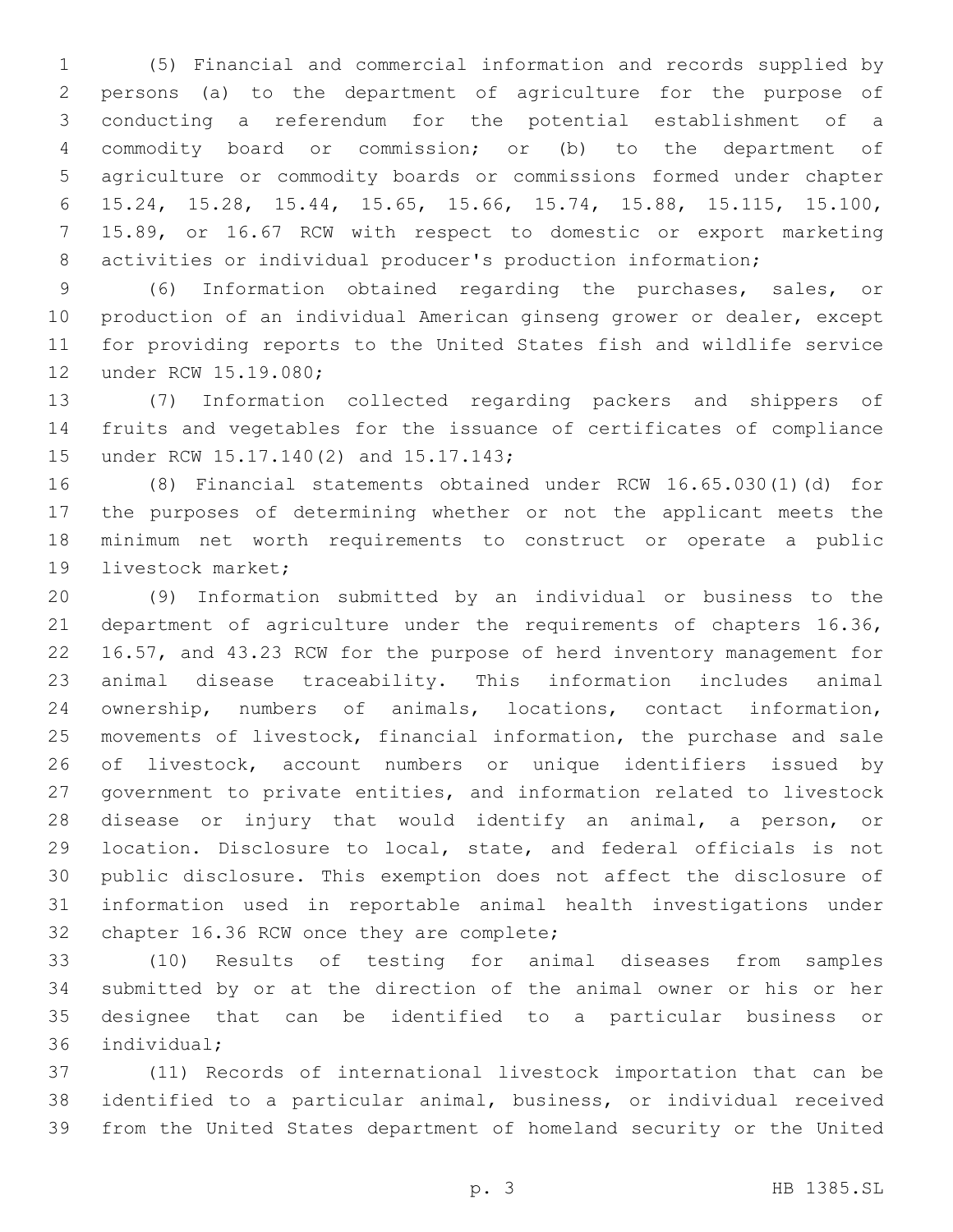(5) Financial and commercial information and records supplied by persons (a) to the department of agriculture for the purpose of conducting a referendum for the potential establishment of a commodity board or commission; or (b) to the department of agriculture or commodity boards or commissions formed under chapter 15.24, 15.28, 15.44, 15.65, 15.66, 15.74, 15.88, 15.115, 15.100, 15.89, or 16.67 RCW with respect to domestic or export marketing activities or individual producer's production information;

(6) Information obtained regarding the purchases, sales, or production of an individual American ginseng grower or dealer, except for providing reports to the United States fish and wildlife service under RCW 15.19.080;

(7) Information collected regarding packers and shippers of fruits and vegetables for the issuance of certificates of compliance under RCW 15.17.140(2) and 15.17.143;

(8) Financial statements obtained under RCW 16.65.030(1)(d) for the purposes of determining whether or not the applicant meets the minimum net worth requirements to construct or operate a public livestock market;

(9) Information submitted by an individual or business to the department of agriculture under the requirements of chapters 16.36, 16.57, and 43.23 RCW for the purpose of herd inventory management for animal disease traceability. This information includes animal ownership, numbers of animals, locations, contact information, movements of livestock, financial information, the purchase and sale of livestock, account numbers or unique identifiers issued by government to private entities, and information related to livestock disease or injury that would identify an animal, a person, or location. Disclosure to local, state, and federal officials is not public disclosure. This exemption does not affect the disclosure of information used in reportable animal health investigations under chapter 16.36 RCW once they are complete;

(10) Results of testing for animal diseases from samples submitted by or at the direction of the animal owner or his or her designee that can be identified to a particular business or individual;

(11) Records of international livestock importation that can be identified to a particular animal, business, or individual received from the United States department of homeland security or the United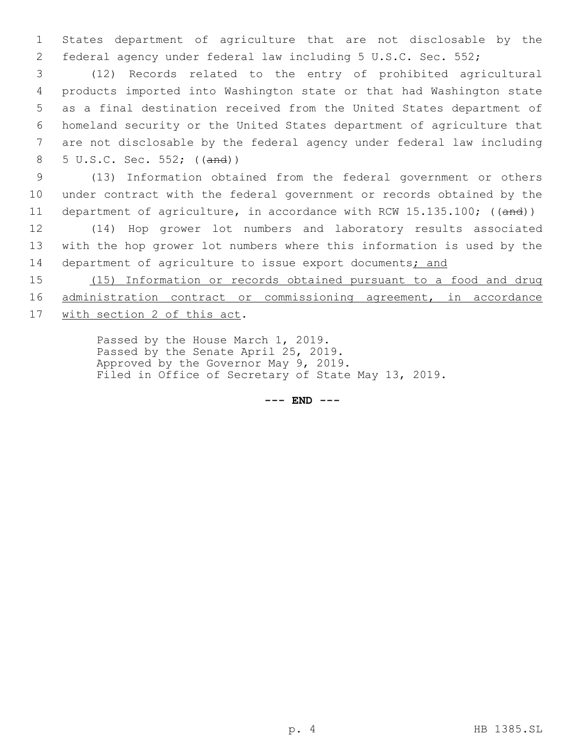States department of agriculture that are not disclosable by the federal agency under federal law including 5 U.S.C. Sec. 552;

(12) Records related to the entry of prohibited agricultural products imported into Washington state or that had Washington state as a final destination received from the United States department of homeland security or the United States department of agriculture that are not disclosable by the federal agency under federal law including 5 U.S.C. Sec. 552; ((~~and~~))

(13) Information obtained from the federal government or others under contract with the federal government or records obtained by the department of agriculture, in accordance with RCW 15.135.100; ((~~and~~))

(14) Hop grower lot numbers and laboratory results associated with the hop grower lot numbers where this information is used by the department of agriculture to issue export documents<u>; and</u>

<u>(15) Information or records obtained pursuant to a food and drug administration contract or commissioning agreement, in accordance with section 2 of this act</u>.

Passed by the House March 1, 2019.
Passed by the Senate April 25, 2019.
Approved by the Governor May 9, 2019.
Filed in Office of Secretary of State May 13, 2019.

**--- END ---**